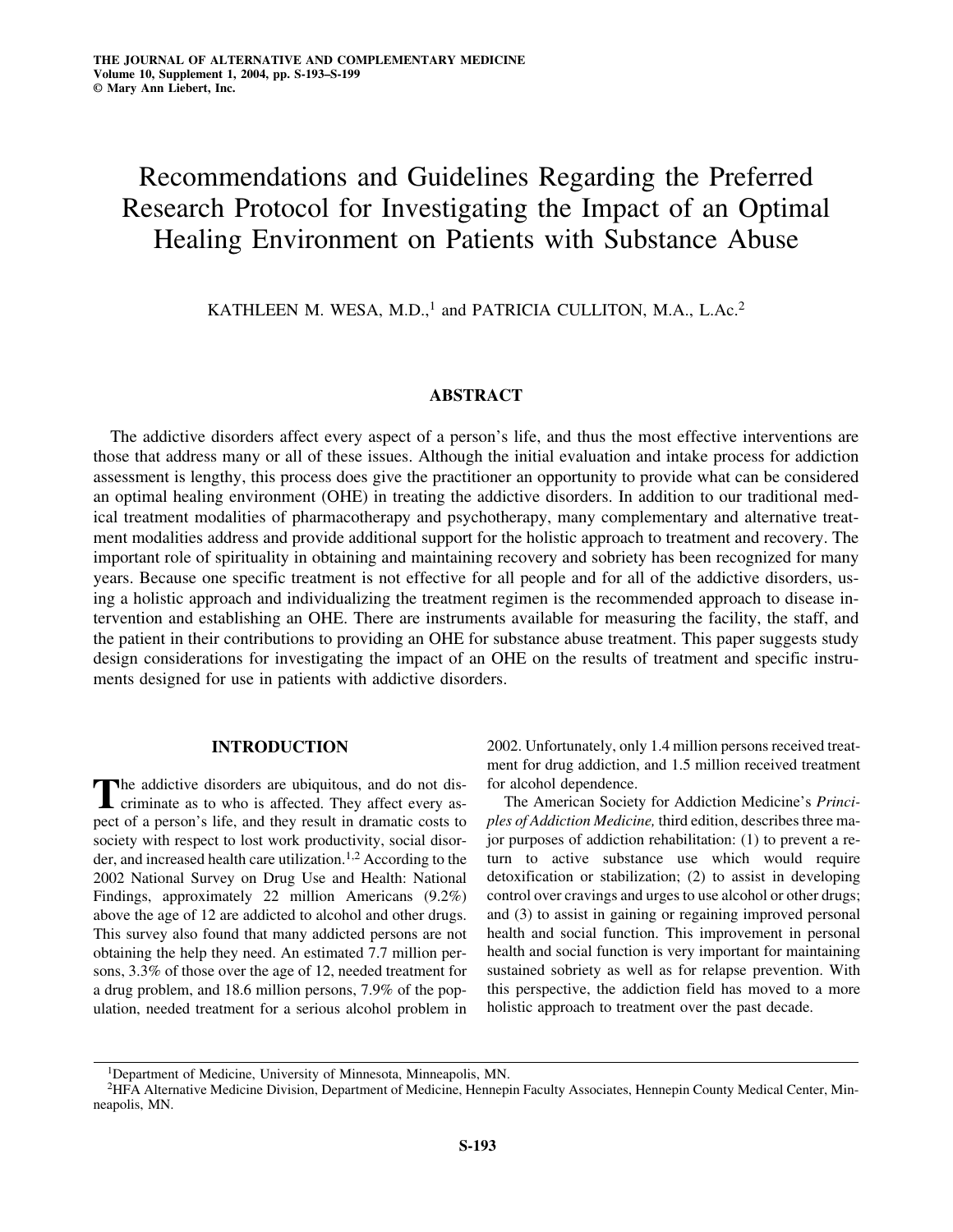# Recommendations and Guidelines Regarding the Preferred Research Protocol for Investigating the Impact of an Optimal Healing Environment on Patients with Substance Abuse

KATHLEEN M. WESA, M.D.,[1] and PATRICIA CULLITON, M.A., L.Ac.[2]

## ABSTRACT

The addictive disorders affect every aspect of a person's life, and thus the most effective interventions are those that address many or all of these issues. Although the initial evaluation and intake process for addiction assessment is lengthy, this process does give the practitioner an opportunity to provide what can be considered an optimal healing environment (OHE) in treating the addictive disorders. In addition to our traditional medical treatment modalities of pharmacotherapy and psychotherapy, many complementary and alternative treatment modalities address and provide additional support for the holistic approach to treatment and recovery. The important role of spirituality in obtaining and maintaining recovery and sobriety has been recognized for many years. Because one specific treatment is not effective for all people and for all of the addictive disorders, using a holistic approach and individualizing the treatment regimen is the recommended approach to disease intervention and establishing an OHE. There are instruments available for measuring the facility, the staff, and the patient in their contributions to providing an OHE for substance abuse treatment. This paper suggests study design considerations for investigating the impact of an OHE on the results of treatment and specific instruments designed for use in patients with addictive disorders.

## INTRODUCTION

The addictive disorders are ubiquitous, and do not discriminate as to who is affected. They affect every aspect of a person's life, and they result in dramatic costs to society with respect to lost work productivity, social disorder, and increased health care utilization.[1,2] According to the 2002 National Survey on Drug Use and Health: National Findings, approximately 22 million Americans (9.2%) above the age of 12 are addicted to alcohol and other drugs. This survey also found that many addicted persons are not obtaining the help they need. An estimated 7.7 million persons, 3.3% of those over the age of 12, needed treatment for a drug problem, and 18.6 million persons, 7.9% of the population, needed treatment for a serious alcohol problem in 2002. Unfortunately, only 1.4 million persons received treatment for drug addiction, and 1.5 million received treatment for alcohol dependence.

The American Society for Addiction Medicine's *Principles of Addiction Medicine,* third edition, describes three major purposes of addiction rehabilitation: (1) to prevent a return to active substance use which would require detoxification or stabilization; (2) to assist in developing control over cravings and urges to use alcohol or other drugs; and (3) to assist in gaining or regaining improved personal health and social function. This improvement in personal health and social function is very important for maintaining sustained sobriety as well as for relapse prevention. With this perspective, the addiction field has moved to a more holistic approach to treatment over the past decade.

---

[1]Department of Medicine, University of Minnesota, Minneapolis, MN.

[2]HFA Alternative Medicine Division, Department of Medicine, Hennepin Faculty Associates, Hennepin County Medical Center, Minneapolis, MN.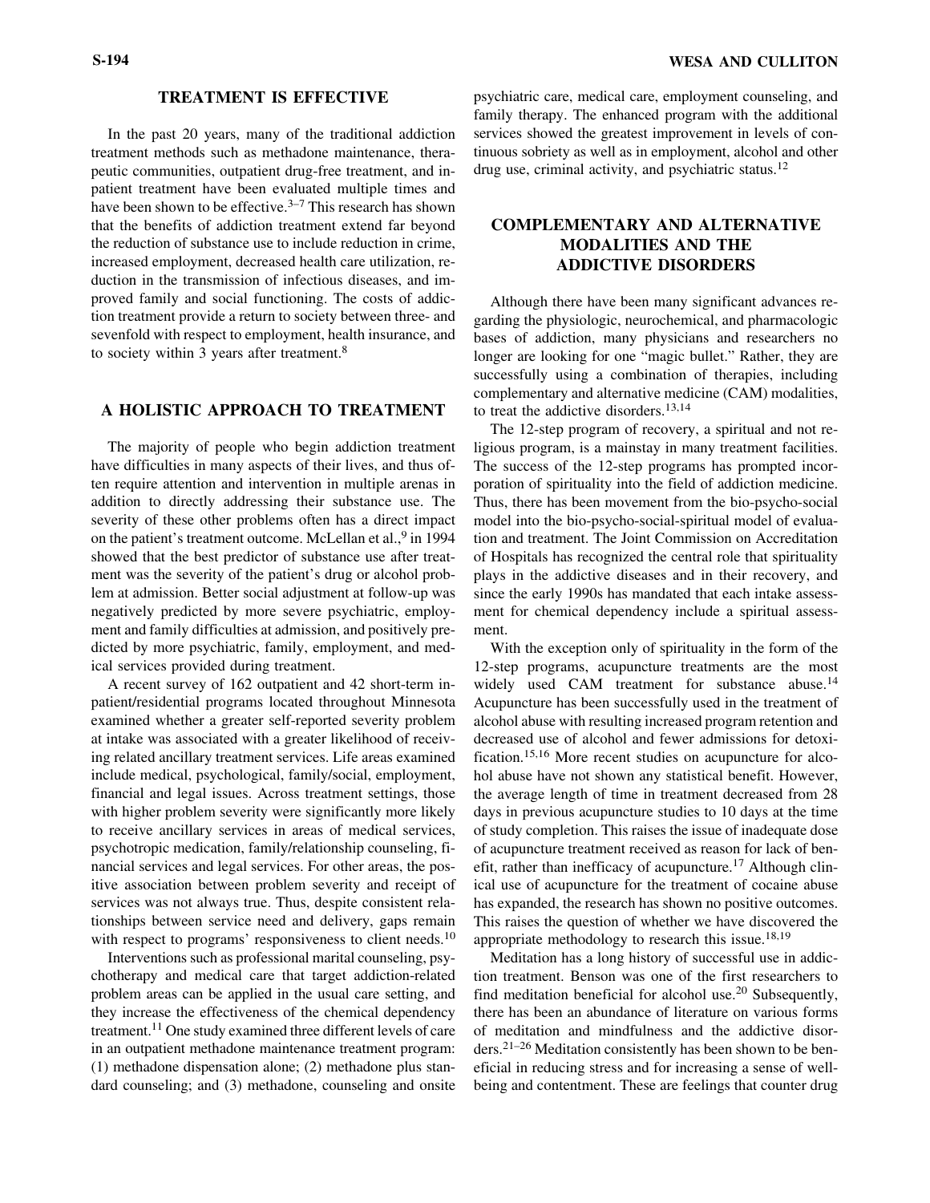## TREATMENT IS EFFECTIVE

In the past 20 years, many of the traditional addiction treatment methods such as methadone maintenance, therapeutic communities, outpatient drug-free treatment, and inpatient treatment have been evaluated multiple times and have been shown to be effective.[3–7] This research has shown that the benefits of addiction treatment extend far beyond the reduction of substance use to include reduction in crime, increased employment, decreased health care utilization, reduction in the transmission of infectious diseases, and improved family and social functioning. The costs of addiction treatment provide a return to society between three- and sevenfold with respect to employment, health insurance, and to society within 3 years after treatment.[8]

## A HOLISTIC APPROACH TO TREATMENT

The majority of people who begin addiction treatment have difficulties in many aspects of their lives, and thus often require attention and intervention in multiple arenas in addition to directly addressing their substance use. The severity of these other problems often has a direct impact on the patient's treatment outcome. McLellan et al.,[9] in 1994 showed that the best predictor of substance use after treatment was the severity of the patient's drug or alcohol problem at admission. Better social adjustment at follow-up was negatively predicted by more severe psychiatric, employment and family difficulties at admission, and positively predicted by more psychiatric, family, employment, and medical services provided during treatment.

A recent survey of 162 outpatient and 42 short-term inpatient/residential programs located throughout Minnesota examined whether a greater self-reported severity problem at intake was associated with a greater likelihood of receiving related ancillary treatment services. Life areas examined include medical, psychological, family/social, employment, financial and legal issues. Across treatment settings, those with higher problem severity were significantly more likely to receive ancillary services in areas of medical services, psychotropic medication, family/relationship counseling, financial services and legal services. For other areas, the positive association between problem severity and receipt of services was not always true. Thus, despite consistent relationships between service need and delivery, gaps remain with respect to programs' responsiveness to client needs.[10]

Interventions such as professional marital counseling, psychotherapy and medical care that target addiction-related problem areas can be applied in the usual care setting, and they increase the effectiveness of the chemical dependency treatment.[11] One study examined three different levels of care in an outpatient methadone maintenance treatment program: (1) methadone dispensation alone; (2) methadone plus standard counseling; and (3) methadone, counseling and onsite psychiatric care, medical care, employment counseling, and family therapy. The enhanced program with the additional services showed the greatest improvement in levels of continuous sobriety as well as in employment, alcohol and other drug use, criminal activity, and psychiatric status.[12]

## COMPLEMENTARY AND ALTERNATIVE MODALITIES AND THE ADDICTIVE DISORDERS

Although there have been many significant advances regarding the physiologic, neurochemical, and pharmacologic bases of addiction, many physicians and researchers no longer are looking for one "magic bullet." Rather, they are successfully using a combination of therapies, including complementary and alternative medicine (CAM) modalities, to treat the addictive disorders.[13,14]

The 12-step program of recovery, a spiritual and not religious program, is a mainstay in many treatment facilities. The success of the 12-step programs has prompted incorporation of spirituality into the field of addiction medicine. Thus, there has been movement from the bio-psycho-social model into the bio-psycho-social-spiritual model of evaluation and treatment. The Joint Commission on Accreditation of Hospitals has recognized the central role that spirituality plays in the addictive diseases and in their recovery, and since the early 1990s has mandated that each intake assessment for chemical dependency include a spiritual assessment.

With the exception only of spirituality in the form of the 12-step programs, acupuncture treatments are the most widely used CAM treatment for substance abuse.[14] Acupuncture has been successfully used in the treatment of alcohol abuse with resulting increased program retention and decreased use of alcohol and fewer admissions for detoxification.[15,16] More recent studies on acupuncture for alcohol abuse have not shown any statistical benefit. However, the average length of time in treatment decreased from 28 days in previous acupuncture studies to 10 days at the time of study completion. This raises the issue of inadequate dose of acupuncture treatment received as reason for lack of benefit, rather than inefficacy of acupuncture.[17] Although clinical use of acupuncture for the treatment of cocaine abuse has expanded, the research has shown no positive outcomes. This raises the question of whether we have discovered the appropriate methodology to research this issue.[18,19]

Meditation has a long history of successful use in addiction treatment. Benson was one of the first researchers to find meditation beneficial for alcohol use.[20] Subsequently, there has been an abundance of literature on various forms of meditation and mindfulness and the addictive disorders.[21–26] Meditation consistently has been shown to be beneficial in reducing stress and for increasing a sense of well-being and contentment. These are feelings that counter drug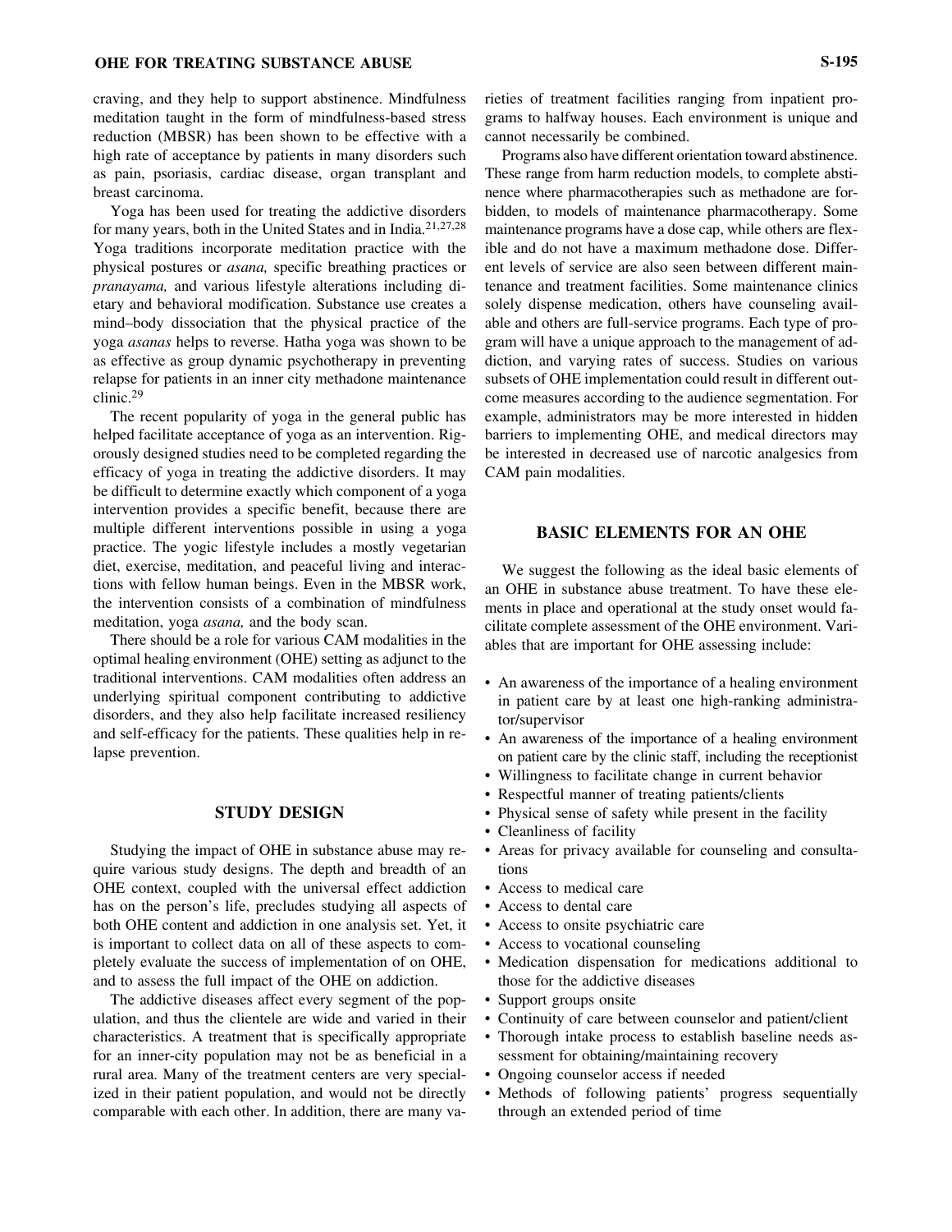craving, and they help to support abstinence. Mindfulness meditation taught in the form of mindfulness-based stress reduction (MBSR) has been shown to be effective with a high rate of acceptance by patients in many disorders such as pain, psoriasis, cardiac disease, organ transplant and breast carcinoma.

Yoga has been used for treating the addictive disorders for many years, both in the United States and in India.[21,27,28] Yoga traditions incorporate meditation practice with the physical postures or *asana,* specific breathing practices or *pranayama,* and various lifestyle alterations including dietary and behavioral modification. Substance use creates a mind–body dissociation that the physical practice of the yoga *asanas* helps to reverse. Hatha yoga was shown to be as effective as group dynamic psychotherapy in preventing relapse for patients in an inner city methadone maintenance clinic.[29]

The recent popularity of yoga in the general public has helped facilitate acceptance of yoga as an intervention. Rigorously designed studies need to be completed regarding the efficacy of yoga in treating the addictive disorders. It may be difficult to determine exactly which component of a yoga intervention provides a specific benefit, because there are multiple different interventions possible in using a yoga practice. The yogic lifestyle includes a mostly vegetarian diet, exercise, meditation, and peaceful living and interactions with fellow human beings. Even in the MBSR work, the intervention consists of a combination of mindfulness meditation, yoga *asana,* and the body scan.

There should be a role for various CAM modalities in the optimal healing environment (OHE) setting as adjunct to the traditional interventions. CAM modalities often address an underlying spiritual component contributing to addictive disorders, and they also help facilitate increased resiliency and self-efficacy for the patients. These qualities help in relapse prevention.

## STUDY DESIGN

Studying the impact of OHE in substance abuse may require various study designs. The depth and breadth of an OHE context, coupled with the universal effect addiction has on the person's life, precludes studying all aspects of both OHE content and addiction in one analysis set. Yet, it is important to collect data on all of these aspects to completely evaluate the success of implementation of on OHE, and to assess the full impact of the OHE on addiction.

The addictive diseases affect every segment of the population, and thus the clientele are wide and varied in their characteristics. A treatment that is specifically appropriate for an inner-city population may not be as beneficial in a rural area. Many of the treatment centers are very specialized in their patient population, and would not be directly comparable with each other. In addition, there are many varieties of treatment facilities ranging from inpatient programs to halfway houses. Each environment is unique and cannot necessarily be combined.

Programs also have different orientation toward abstinence. These range from harm reduction models, to complete abstinence where pharmacotherapies such as methadone are forbidden, to models of maintenance pharmacotherapy. Some maintenance programs have a dose cap, while others are flexible and do not have a maximum methadone dose. Different levels of service are also seen between different maintenance and treatment facilities. Some maintenance clinics solely dispense medication, others have counseling available and others are full-service programs. Each type of program will have a unique approach to the management of addiction, and varying rates of success. Studies on various subsets of OHE implementation could result in different outcome measures according to the audience segmentation. For example, administrators may be more interested in hidden barriers to implementing OHE, and medical directors may be interested in decreased use of narcotic analgesics from CAM pain modalities.

## BASIC ELEMENTS FOR AN OHE

We suggest the following as the ideal basic elements of an OHE in substance abuse treatment. To have these elements in place and operational at the study onset would facilitate complete assessment of the OHE environment. Variables that are important for OHE assessing include:

- An awareness of the importance of a healing environment in patient care by at least one high-ranking administrator/supervisor
- An awareness of the importance of a healing environment on patient care by the clinic staff, including the receptionist
- Willingness to facilitate change in current behavior
- Respectful manner of treating patients/clients
- Physical sense of safety while present in the facility
- Cleanliness of facility
- Areas for privacy available for counseling and consultations
- Access to medical care
- Access to dental care
- Access to onsite psychiatric care
- Access to vocational counseling
- Medication dispensation for medications additional to those for the addictive diseases
- Support groups onsite
- Continuity of care between counselor and patient/client
- Thorough intake process to establish baseline needs assessment for obtaining/maintaining recovery
- Ongoing counselor access if needed
- Methods of following patients' progress sequentially through an extended period of time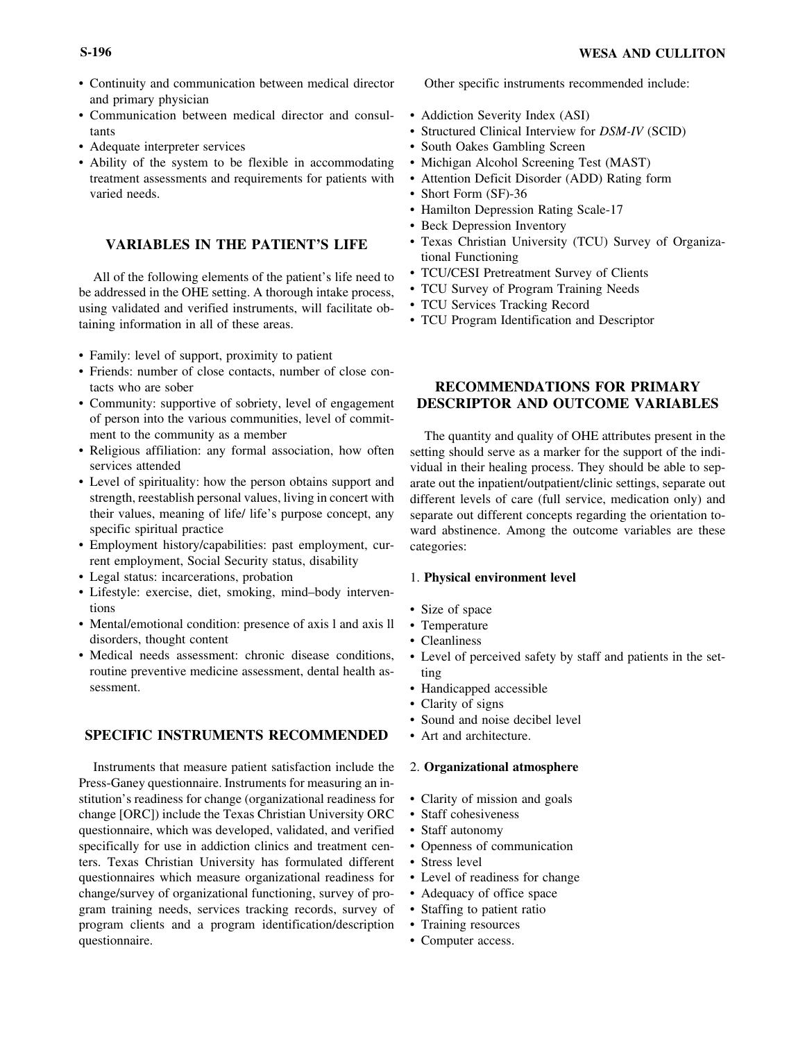- Continuity and communication between medical director and primary physician
- Communication between medical director and consultants
- Adequate interpreter services
- Ability of the system to be flexible in accommodating treatment assessments and requirements for patients with varied needs.

## VARIABLES IN THE PATIENT'S LIFE

All of the following elements of the patient's life need to be addressed in the OHE setting. A thorough intake process, using validated and verified instruments, will facilitate obtaining information in all of these areas.

- Family: level of support, proximity to patient
- Friends: number of close contacts, number of close contacts who are sober
- Community: supportive of sobriety, level of engagement of person into the various communities, level of commitment to the community as a member
- Religious affiliation: any formal association, how often services attended
- Level of spirituality: how the person obtains support and strength, reestablish personal values, living in concert with their values, meaning of life/ life's purpose concept, any specific spiritual practice
- Employment history/capabilities: past employment, current employment, Social Security status, disability
- Legal status: incarcerations, probation
- Lifestyle: exercise, diet, smoking, mind–body interventions
- Mental/emotional condition: presence of axis l and axis ll disorders, thought content
- Medical needs assessment: chronic disease conditions, routine preventive medicine assessment, dental health assessment.

## SPECIFIC INSTRUMENTS RECOMMENDED

Instruments that measure patient satisfaction include the Press-Ganey questionnaire. Instruments for measuring an institution's readiness for change (organizational readiness for change [ORC]) include the Texas Christian University ORC questionnaire, which was developed, validated, and verified specifically for use in addiction clinics and treatment centers. Texas Christian University has formulated different questionnaires which measure organizational readiness for change/survey of organizational functioning, survey of program training needs, services tracking records, survey of program clients and a program identification/description questionnaire.

Other specific instruments recommended include:

- Addiction Severity Index (ASI)
- Structured Clinical Interview for *DSM-IV* (SCID)
- South Oakes Gambling Screen
- Michigan Alcohol Screening Test (MAST)
- Attention Deficit Disorder (ADD) Rating form
- Short Form (SF)-36
- Hamilton Depression Rating Scale-17
- Beck Depression Inventory
- Texas Christian University (TCU) Survey of Organizational Functioning
- TCU/CESI Pretreatment Survey of Clients
- TCU Survey of Program Training Needs
- TCU Services Tracking Record
- TCU Program Identification and Descriptor

## RECOMMENDATIONS FOR PRIMARY DESCRIPTOR AND OUTCOME VARIABLES

The quantity and quality of OHE attributes present in the setting should serve as a marker for the support of the individual in their healing process. They should be able to separate out the inpatient/outpatient/clinic settings, separate out different levels of care (full service, medication only) and separate out different concepts regarding the orientation toward abstinence. Among the outcome variables are these categories:

1. **Physical environment level**

- Size of space
- Temperature
- Cleanliness
- Level of perceived safety by staff and patients in the setting
- Handicapped accessible
- Clarity of signs
- Sound and noise decibel level
- Art and architecture.

2. **Organizational atmosphere**

- Clarity of mission and goals
- Staff cohesiveness
- Staff autonomy
- Openness of communication
- Stress level
- Level of readiness for change
- Adequacy of office space
- Staffing to patient ratio
- Training resources
- Computer access.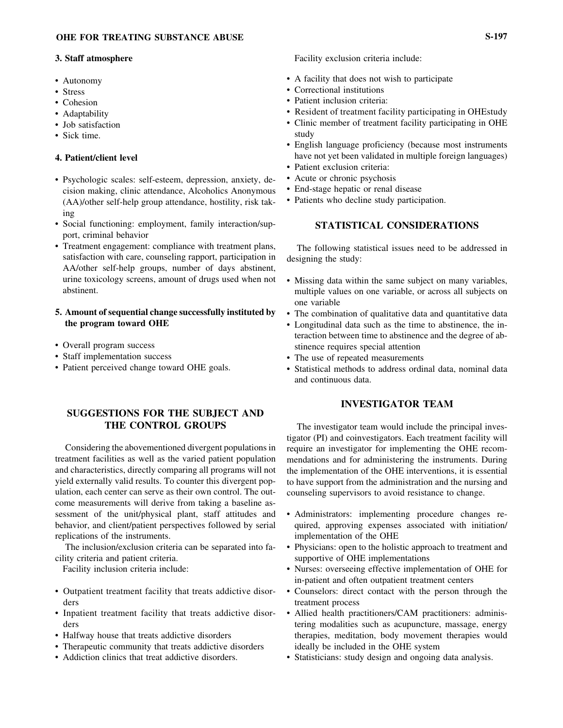**3. Staff atmosphere**

- Autonomy
- Stress
- Cohesion
- Adaptability
- Job satisfaction
- Sick time.

**4. Patient/client level**

- Psychologic scales: self-esteem, depression, anxiety, decision making, clinic attendance, Alcoholics Anonymous (AA)/other self-help group attendance, hostility, risk taking
- Social functioning: employment, family interaction/support, criminal behavior
- Treatment engagement: compliance with treatment plans, satisfaction with care, counseling rapport, participation in AA/other self-help groups, number of days abstinent, urine toxicology screens, amount of drugs used when not abstinent.

**5. Amount of sequential change successfully instituted by the program toward OHE**

- Overall program success
- Staff implementation success
- Patient perceived change toward OHE goals.

## SUGGESTIONS FOR THE SUBJECT AND THE CONTROL GROUPS

Considering the abovementioned divergent populations in treatment facilities as well as the varied patient population and characteristics, directly comparing all programs will not yield externally valid results. To counter this divergent population, each center can serve as their own control. The outcome measurements will derive from taking a baseline assessment of the unit/physical plant, staff attitudes and behavior, and client/patient perspectives followed by serial replications of the instruments.

The inclusion/exclusion criteria can be separated into facility criteria and patient criteria.

Facility inclusion criteria include:

- Outpatient treatment facility that treats addictive disorders
- Inpatient treatment facility that treats addictive disorders
- Halfway house that treats addictive disorders
- Therapeutic community that treats addictive disorders
- Addiction clinics that treat addictive disorders.

Facility exclusion criteria include:

- A facility that does not wish to participate
- Correctional institutions
- Patient inclusion criteria:
- Resident of treatment facility participating in OHEstudy
- Clinic member of treatment facility participating in OHE study
- English language proficiency (because most instruments have not yet been validated in multiple foreign languages)
- Patient exclusion criteria:
- Acute or chronic psychosis
- End-stage hepatic or renal disease
- Patients who decline study participation.

## STATISTICAL CONSIDERATIONS

The following statistical issues need to be addressed in designing the study:

- Missing data within the same subject on many variables, multiple values on one variable, or across all subjects on one variable
- The combination of qualitative data and quantitative data
- Longitudinal data such as the time to abstinence, the interaction between time to abstinence and the degree of abstinence requires special attention
- The use of repeated measurements
- Statistical methods to address ordinal data, nominal data and continuous data.

## INVESTIGATOR TEAM

The investigator team would include the principal investigator (PI) and coinvestigators. Each treatment facility will require an investigator for implementing the OHE recommendations and for administering the instruments. During the implementation of the OHE interventions, it is essential to have support from the administration and the nursing and counseling supervisors to avoid resistance to change.

- Administrators: implementing procedure changes required, approving expenses associated with initiation/implementation of the OHE
- Physicians: open to the holistic approach to treatment and supportive of OHE implementations
- Nurses: overseeing effective implementation of OHE for in-patient and often outpatient treatment centers
- Counselors: direct contact with the person through the treatment process
- Allied health practitioners/CAM practitioners: administering modalities such as acupuncture, massage, energy therapies, meditation, body movement therapies would ideally be included in the OHE system
- Statisticians: study design and ongoing data analysis.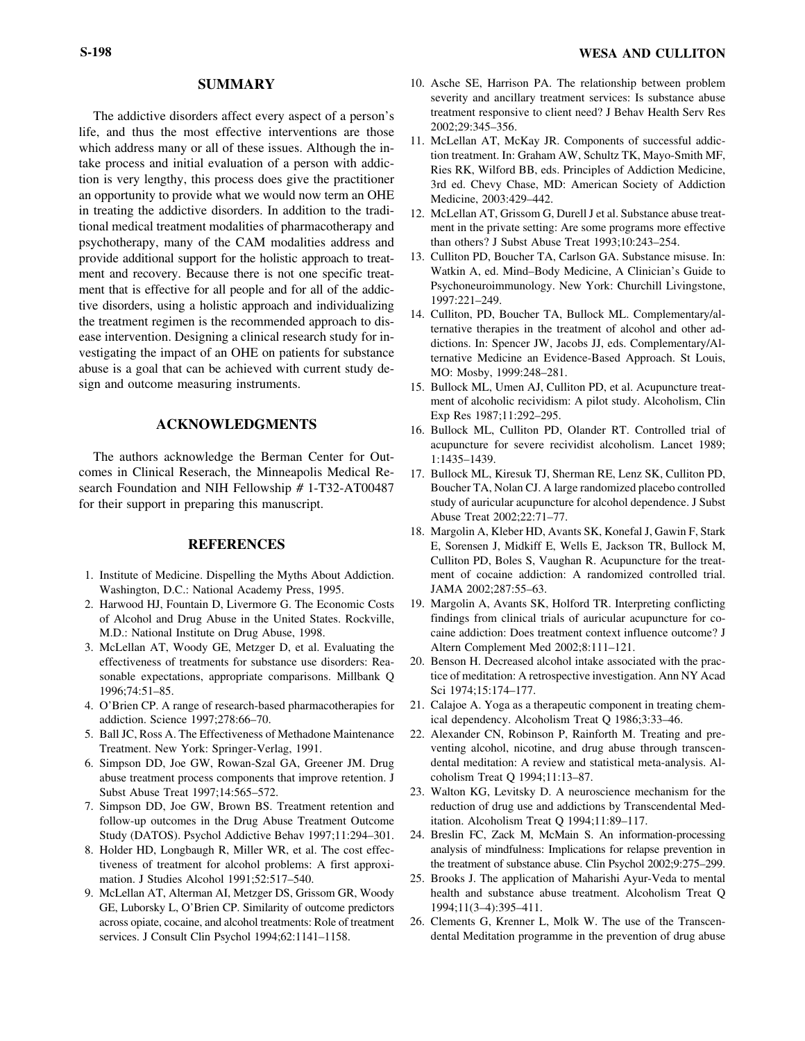## SUMMARY

The addictive disorders affect every aspect of a person's life, and thus the most effective interventions are those which address many or all of these issues. Although the intake process and initial evaluation of a person with addiction is very lengthy, this process does give the practitioner an opportunity to provide what we would now term an OHE in treating the addictive disorders. In addition to the traditional medical treatment modalities of pharmacotherapy and psychotherapy, many of the CAM modalities address and provide additional support for the holistic approach to treatment and recovery. Because there is not one specific treatment that is effective for all people and for all of the addictive disorders, using a holistic approach and individualizing the treatment regimen is the recommended approach to disease intervention. Designing a clinical research study for investigating the impact of an OHE on patients for substance abuse is a goal that can be achieved with current study design and outcome measuring instruments.

## ACKNOWLEDGMENTS

The authors acknowledge the Berman Center for Outcomes in Clinical Reserach, the Minneapolis Medical Research Foundation and NIH Fellowship # 1-T32-AT00487 for their support in preparing this manuscript.

## REFERENCES

1. Institute of Medicine. Dispelling the Myths About Addiction. Washington, D.C.: National Academy Press, 1995.
2. Harwood HJ, Fountain D, Livermore G. The Economic Costs of Alcohol and Drug Abuse in the United States. Rockville, M.D.: National Institute on Drug Abuse, 1998.
3. McLellan AT, Woody GE, Metzger D, et al. Evaluating the effectiveness of treatments for substance use disorders: Reasonable expectations, appropriate comparisons. Millbank Q 1996;74:51–85.
4. O'Brien CP. A range of research-based pharmacotherapies for addiction. Science 1997;278:66–70.
5. Ball JC, Ross A. The Effectiveness of Methadone Maintenance Treatment. New York: Springer-Verlag, 1991.
6. Simpson DD, Joe GW, Rowan-Szal GA, Greener JM. Drug abuse treatment process components that improve retention. J Subst Abuse Treat 1997;14:565–572.
7. Simpson DD, Joe GW, Brown BS. Treatment retention and follow-up outcomes in the Drug Abuse Treatment Outcome Study (DATOS). Psychol Addictive Behav 1997;11:294–301.
8. Holder HD, Longbaugh R, Miller WR, et al. The cost effectiveness of treatment for alcohol problems: A first approximation. J Studies Alcohol 1991;52:517–540.
9. McLellan AT, Alterman AI, Metzger DS, Grissom GR, Woody GE, Luborsky L, O'Brien CP. Similarity of outcome predictors across opiate, cocaine, and alcohol treatments: Role of treatment services. J Consult Clin Psychol 1994;62:1141–1158.
10. Asche SE, Harrison PA. The relationship between problem severity and ancillary treatment services: Is substance abuse treatment responsive to client need? J Behav Health Serv Res 2002;29:345–356.
11. McLellan AT, McKay JR. Components of successful addiction treatment. In: Graham AW, Schultz TK, Mayo-Smith MF, Ries RK, Wilford BB, eds. Principles of Addiction Medicine, 3rd ed. Chevy Chase, MD: American Society of Addiction Medicine, 2003:429–442.
12. McLellan AT, Grissom G, Durell J et al. Substance abuse treatment in the private setting: Are some programs more effective than others? J Subst Abuse Treat 1993;10:243–254.
13. Culliton PD, Boucher TA, Carlson GA. Substance misuse. In: Watkin A, ed. Mind–Body Medicine, A Clinician's Guide to Psychoneuroimmunology. New York: Churchill Livingstone, 1997:221–249.
14. Culliton, PD, Boucher TA, Bullock ML. Complementary/alternative therapies in the treatment of alcohol and other addictions. In: Spencer JW, Jacobs JJ, eds. Complementary/Alternative Medicine an Evidence-Based Approach. St Louis, MO: Mosby, 1999:248–281.
15. Bullock ML, Umen AJ, Culliton PD, et al. Acupuncture treatment of alcoholic recividism: A pilot study. Alcoholism, Clin Exp Res 1987;11:292–295.
16. Bullock ML, Culliton PD, Olander RT. Controlled trial of acupuncture for severe recividist alcoholism. Lancet 1989; 1:1435–1439.
17. Bullock ML, Kiresuk TJ, Sherman RE, Lenz SK, Culliton PD, Boucher TA, Nolan CJ. A large randomized placebo controlled study of auricular acupuncture for alcohol dependence. J Subst Abuse Treat 2002;22:71–77.
18. Margolin A, Kleber HD, Avants SK, Konefal J, Gawin F, Stark E, Sorensen J, Midkiff E, Wells E, Jackson TR, Bullock M, Culliton PD, Boles S, Vaughan R. Acupuncture for the treatment of cocaine addiction: A randomized controlled trial. JAMA 2002;287:55–63.
19. Margolin A, Avants SK, Holford TR. Interpreting conflicting findings from clinical trials of auricular acupuncture for cocaine addiction: Does treatment context influence outcome? J Altern Complement Med 2002;8:111–121.
20. Benson H. Decreased alcohol intake associated with the practice of meditation: A retrospective investigation. Ann NY Acad Sci 1974;15:174–177.
21. Calajoe A. Yoga as a therapeutic component in treating chemical dependency. Alcoholism Treat Q 1986;3:33–46.
22. Alexander CN, Robinson P, Rainforth M. Treating and preventing alcohol, nicotine, and drug abuse through transcendental meditation: A review and statistical meta-analysis. Alcoholism Treat Q 1994;11:13–87.
23. Walton KG, Levitsky D. A neuroscience mechanism for the reduction of drug use and addictions by Transcendental Meditation. Alcoholism Treat Q 1994;11:89–117.
24. Breslin FC, Zack M, McMain S. An information-processing analysis of mindfulness: Implications for relapse prevention in the treatment of substance abuse. Clin Psychol 2002;9:275–299.
25. Brooks J. The application of Maharishi Ayur-Veda to mental health and substance abuse treatment. Alcoholism Treat Q 1994;11(3–4):395–411.
26. Clements G, Krenner L, Molk W. The use of the Transcendental Meditation programme in the prevention of drug abuse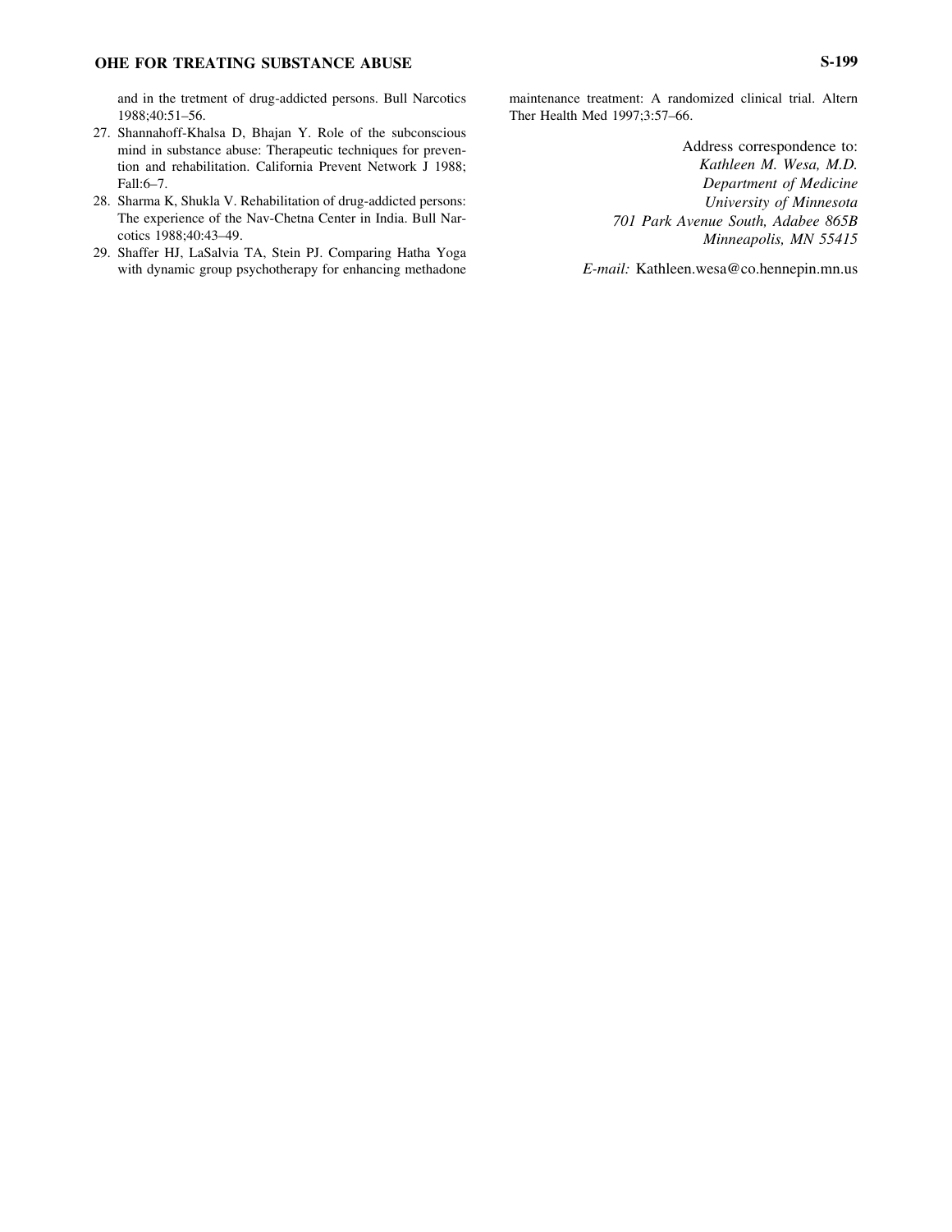and in the tretment of drug-addicted persons. Bull Narcotics 1988;40:51–56.

27. Shannahoff-Khalsa D, Bhajan Y. Role of the subconscious mind in substance abuse: Therapeutic techniques for prevention and rehabilitation. California Prevent Network J 1988; Fall:6–7.
28. Sharma K, Shukla V. Rehabilitation of drug-addicted persons: The experience of the Nav-Chetna Center in India. Bull Narcotics 1988;40:43–49.
29. Shaffer HJ, LaSalvia TA, Stein PJ. Comparing Hatha Yoga with dynamic group psychotherapy for enhancing methadone maintenance treatment: A randomized clinical trial. Altern Ther Health Med 1997;3:57–66.

Address correspondence to:
*Kathleen M. Wesa, M.D.*
*Department of Medicine*
*University of Minnesota*
*701 Park Avenue South, Adabee 865B*
*Minneapolis, MN 55415*

*E-mail:* Kathleen.wesa@co.hennepin.mn.us